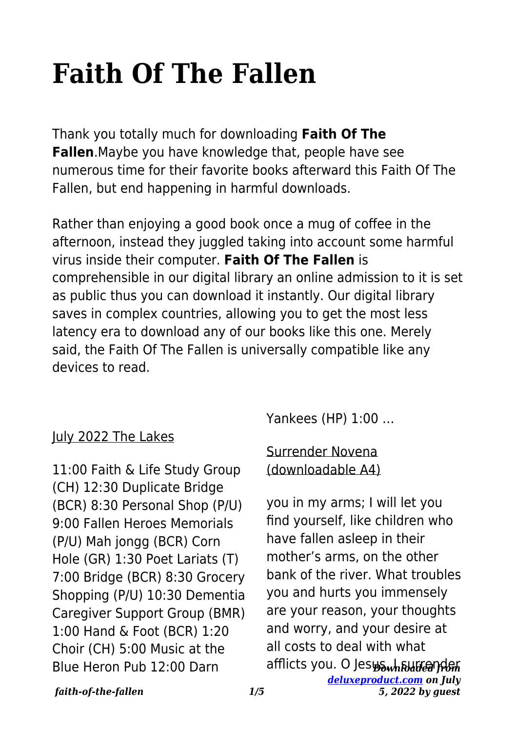# Faith Of The Fallen

Thank you totally much for downloading **Faith Of The Fallen**.Maybe you have knowledge that, people have see numerous time for their favorite books afterward this Faith Of The Fallen, but end happening in harmful downloads.

Rather than enjoying a good book once a mug of coffee in the afternoon, instead they juggled taking into account some harmful virus inside their computer. **Faith Of The Fallen** is comprehensible in our digital library an online admission to it is set as public thus you can download it instantly. Our digital library saves in complex countries, allowing you to get the most less latency era to download any of our books like this one. Merely said, the Faith Of The Fallen is universally compatible like any devices to read.

July 2022 The Lakes

11:00 Faith & Life Study Group (CH) 12:30 Duplicate Bridge (BCR) 8:30 Personal Shop (P/U) 9:00 Fallen Heroes Memorials (P/U) Mah jongg (BCR) Corn Hole (GR) 1:30 Poet Lariats (T) 7:00 Bridge (BCR) 8:30 Grocery Shopping (P/U) 10:30 Dementia Caregiver Support Group (BMR) 1:00 Hand & Foot (BCR) 1:20 Choir (CH) 5:00 Music at the Blue Heron Pub 12:00 Darn Yankees (HP) 1:00 …

Surrender Novena (downloadable A4)

you in my arms; I will let you find yourself, like children who have fallen asleep in their mother's arms, on the other bank of the river. What troubles you and hurts you immensely are your reason, your thoughts and worry, and your desire at all costs to deal with what afflicts you. O Jesus, I surrender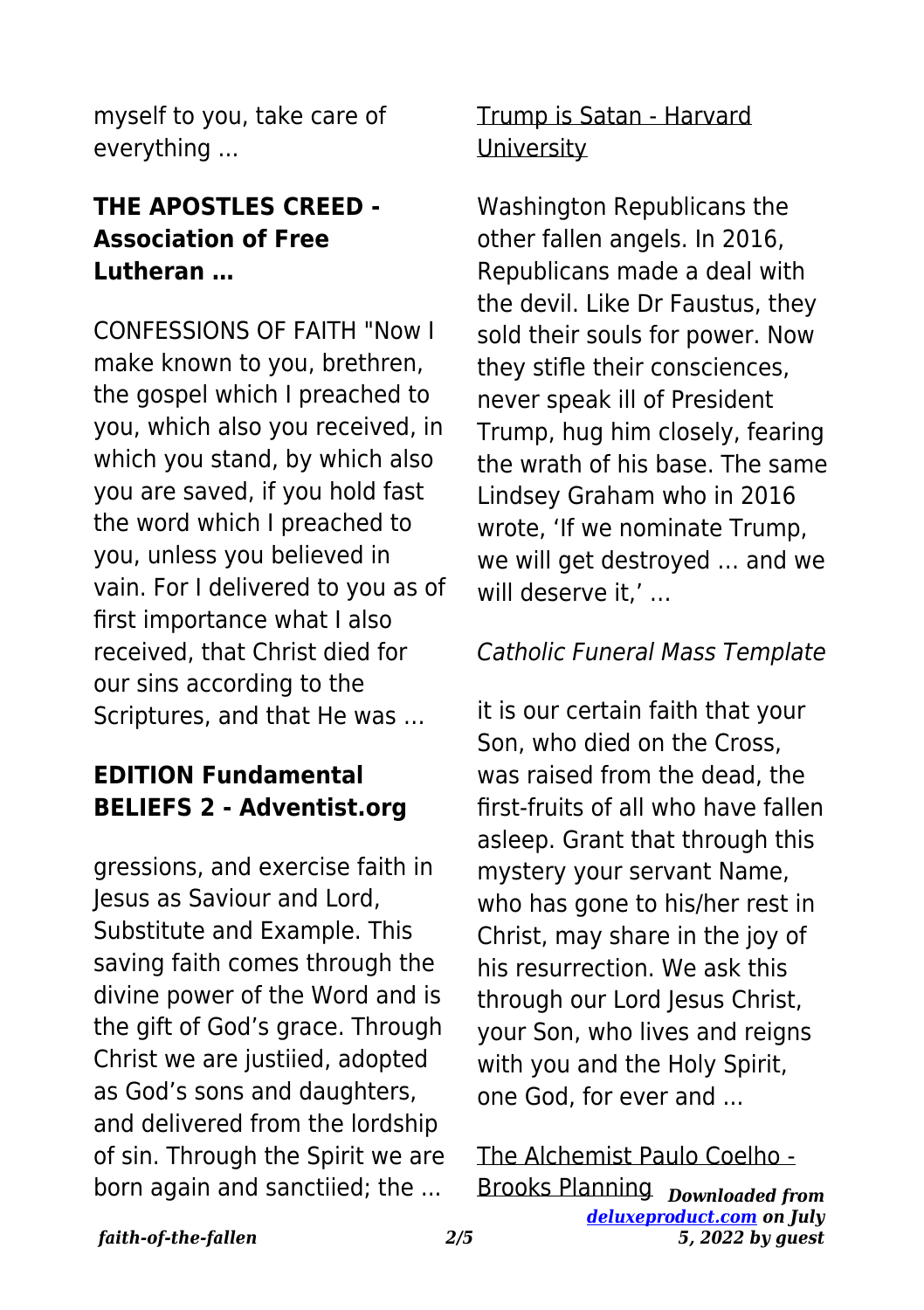myself to you, take care of everything ...

### THE APOSTLES CREED - Association of Free Lutheran …

CONFESSIONS OF FAITH "Now I make known to you, brethren, the gospel which I preached to you, which also you received, in which you stand, by which also you are saved, if you hold fast the word which I preached to you, unless you believed in vain. For I delivered to you as of first importance what I also received, that Christ died for our sins according to the Scriptures, and that He was …

### EDITION Fundamental BELIEFS 2 - Adventist.org

gressions, and exercise faith in Jesus as Saviour and Lord, Substitute and Example. This saving faith comes through the divine power of the Word and is the gift of God's grace. Through Christ we are justiied, adopted as God's sons and daughters, and delivered from the lordship of sin. Through the Spirit we are born again and sanctiied; the ...

Trump is Satan - Harvard University

Washington Republicans the other fallen angels. In 2016, Republicans made a deal with the devil. Like Dr Faustus, they sold their souls for power. Now they stifle their consciences, never speak ill of President Trump, hug him closely, fearing the wrath of his base. The same Lindsey Graham who in 2016 wrote, 'If we nominate Trump, we will get destroyed … and we will deserve it,' …

*Catholic Funeral Mass Template*

it is our certain faith that your Son, who died on the Cross, was raised from the dead, the first-fruits of all who have fallen asleep. Grant that through this mystery your servant Name, who has gone to his/her rest in Christ, may share in the joy of his resurrection. We ask this through our Lord Jesus Christ, your Son, who lives and reigns with you and the Holy Spirit, one God, for ever and ...

The Alchemist Paulo Coelho - Brooks Planning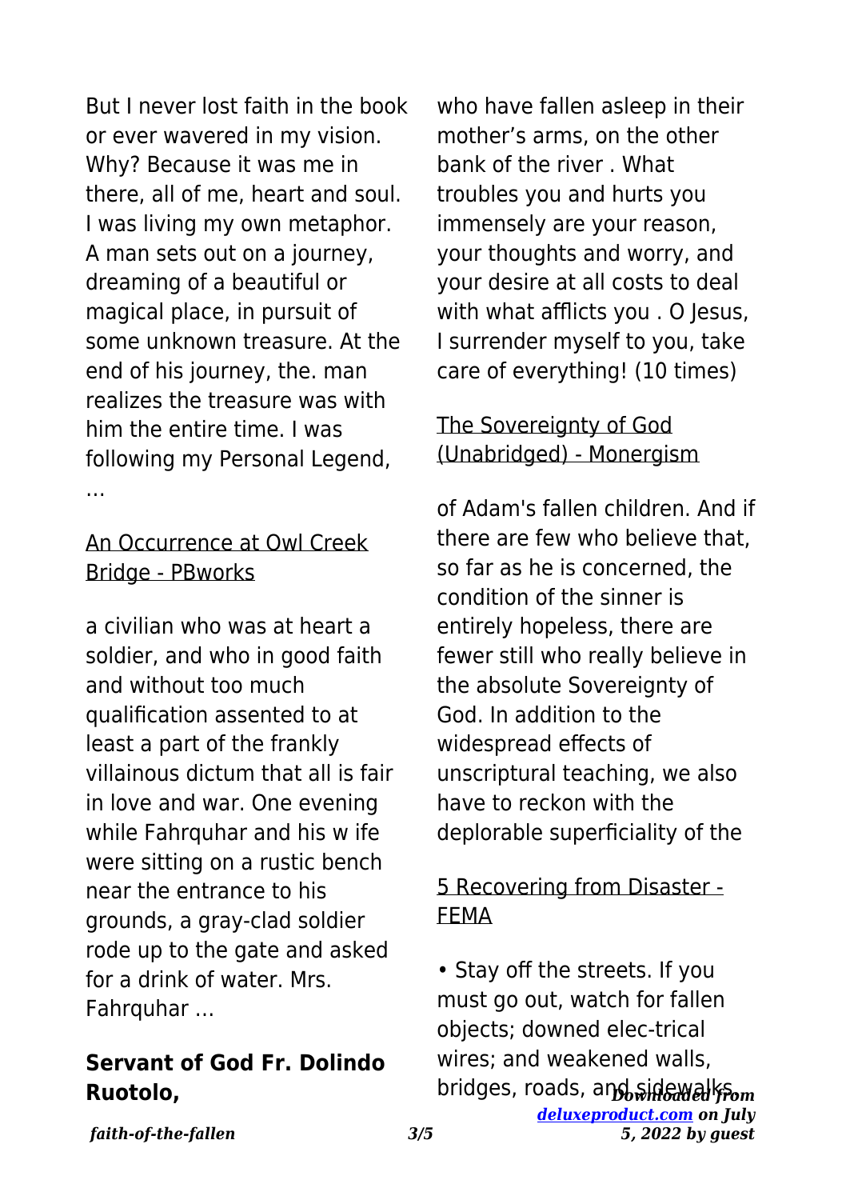But I never lost faith in the book or ever wavered in my vision. Why? Because it was me in there, all of me, heart and soul. I was living my own metaphor. A man sets out on a journey, dreaming of a beautiful or magical place, in pursuit of some unknown treasure. At the end of his journey, the. man realizes the treasure was with him the entire time. I was following my Personal Legend, …

## An Occurrence at Owl Creek Bridge - PBworks

a civilian who was at heart a soldier, and who in good faith and without too much qualification assented to at least a part of the frankly villainous dictum that all is fair in love and war. One evening while Fahrquhar and his w ife were sitting on a rustic bench near the entrance to his grounds, a gray-clad soldier rode up to the gate and asked for a drink of water. Mrs. Fahrquhar …

## **Servant of God Fr. Dolindo Ruotolo,**

who have fallen asleep in their mother's arms, on the other bank of the river . What troubles you and hurts you immensely are your reason, your thoughts and worry, and your desire at all costs to deal with what afflicts you . O Jesus, I surrender myself to you, take care of everything! (10 times)

## The Sovereignty of God (Unabridged) - Monergism

of Adam's fallen children. And if there are few who believe that, so far as he is concerned, the condition of the sinner is entirely hopeless, there are fewer still who really believe in the absolute Sovereignty of God. In addition to the widespread effects of unscriptural teaching, we also have to reckon with the deplorable superficiality of the

## 5 Recovering from Disaster - FEMA

• Stay off the streets. If you must go out, watch for fallen objects; downed elec-trical wires; and weakened walls, bridges, roads, and sidewalks.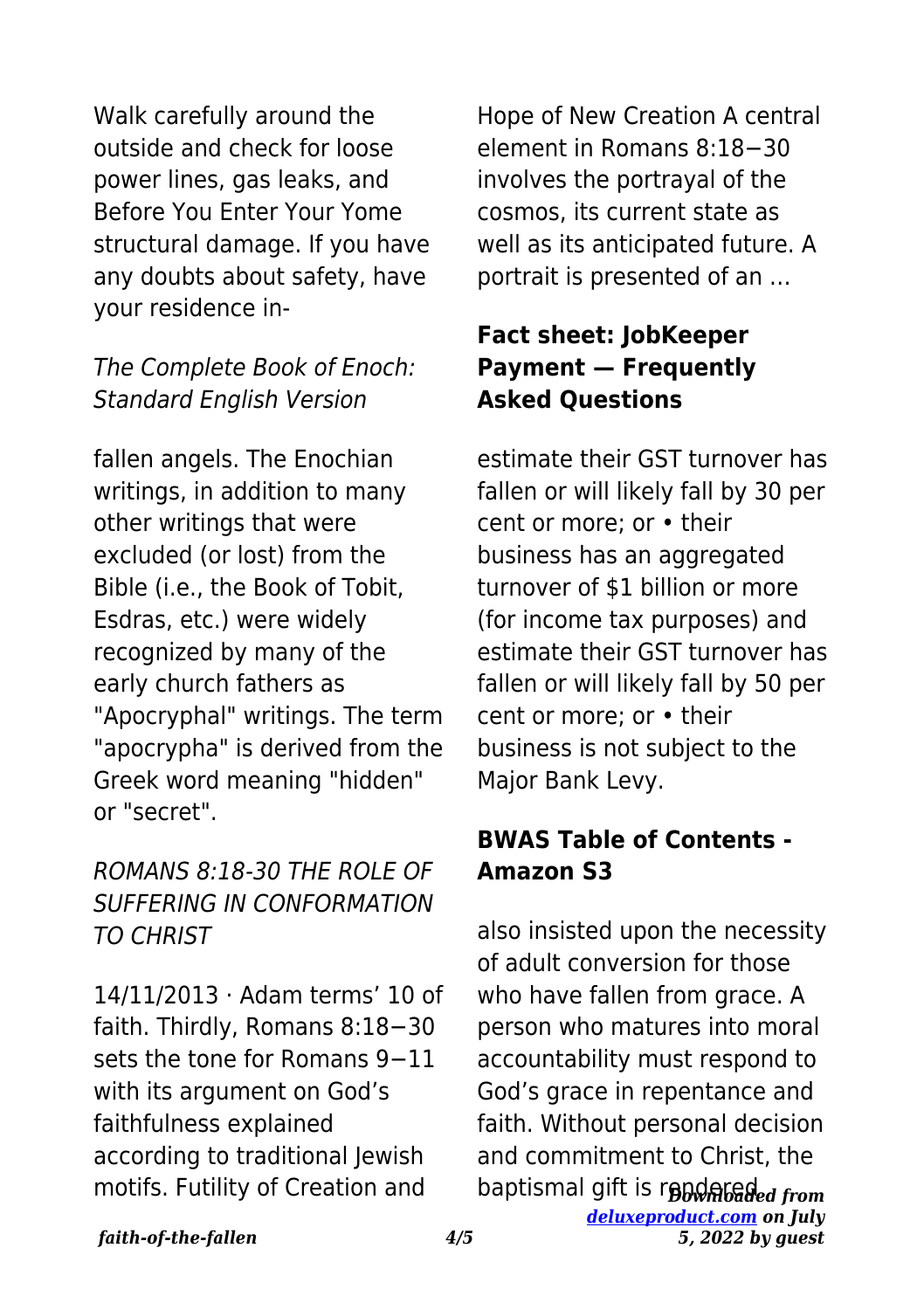Walk carefully around the outside and check for loose power lines, gas leaks, and Before You Enter Your Yome structural damage. If you have any doubts about safety, have your residence in-

### *The Complete Book of Enoch: Standard English Version*

fallen angels. The Enochian writings, in addition to many other writings that were excluded (or lost) from the Bible (i.e., the Book of Tobit, Esdras, etc.) were widely recognized by many of the early church fathers as "Apocryphal" writings. The term "apocrypha" is derived from the Greek word meaning "hidden" or "secret".

### *ROMANS 8:18-30 THE ROLE OF SUFFERING IN CONFORMATION TO CHRIST*

14/11/2013 · Adam terms' 10 of faith. Thirdly, Romans 8:18−30 sets the tone for Romans 9−11 with its argument on God's faithfulness explained according to traditional Jewish motifs. Futility of Creation and Hope of New Creation A central element in Romans 8:18−30 involves the portrayal of the cosmos, its current state as well as its anticipated future. A portrait is presented of an …

### **Fact sheet: JobKeeper Payment — Frequently Asked Questions**

estimate their GST turnover has fallen or will likely fall by 30 per cent or more; or • their business has an aggregated turnover of $1 billion or more (for income tax purposes) and estimate their GST turnover has fallen or will likely fall by 50 per cent or more; or • their business is not subject to the Major Bank Levy.

### **BWAS Table of Contents - Amazon S3**

also insisted upon the necessity of adult conversion for those who have fallen from grace. A person who matures into moral accountability must respond to God's grace in repentance and faith. Without personal decision and commitment to Christ, the baptismal gift is rendered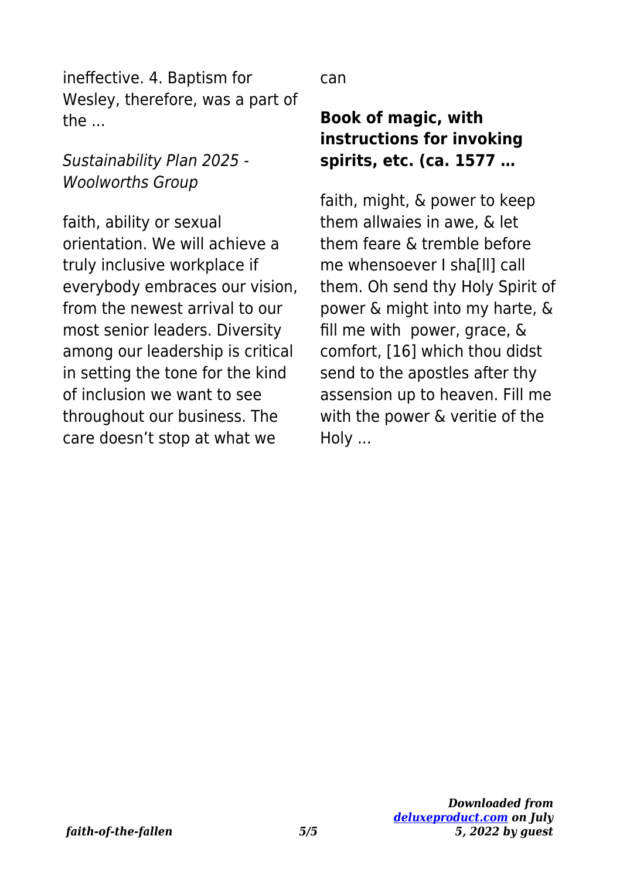ineffective. 4. Baptism for Wesley, therefore, was a part of the ...

*Sustainability Plan 2025 - Woolworths Group*

faith, ability or sexual orientation. We will achieve a truly inclusive workplace if everybody embraces our vision, from the newest arrival to our most senior leaders. Diversity among our leadership is critical in setting the tone for the kind of inclusion we want to see throughout our business. The care doesn't stop at what we can

**Book of magic, with instructions for invoking spirits, etc. (ca. 1577 …**

faith, might, & power to keep them allwaies in awe, & let them feare & tremble before me whensoever I sha[ll] call them. Oh send thy Holy Spirit of power & might into my harte, & fill me with power, grace, & comfort, [16] which thou didst send to the apostles after thy assension up to heaven. Fill me with the power & veritie of the Holy ...